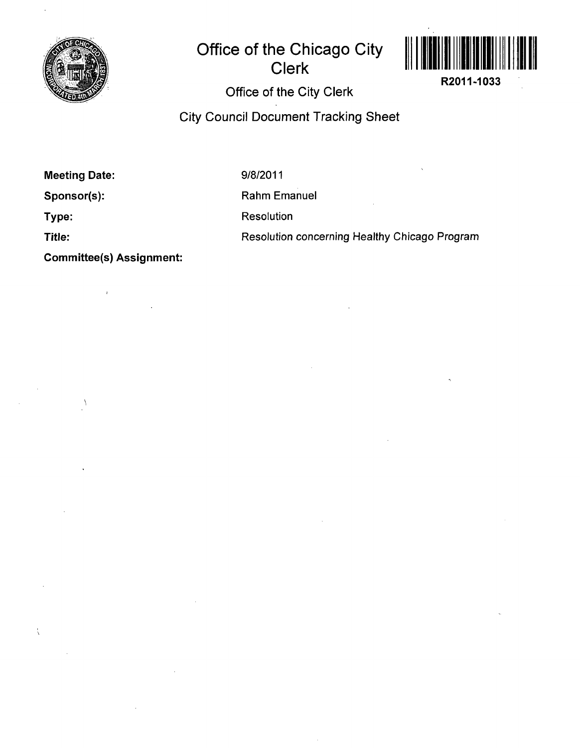# Office of the Chicago City Clerk

R2011-1033

## Office of the City Clerk

## City Council Document Tracking Sheet

**Meeting Date:** 9/8/2011

**Sponsor(s):** Rahm Emanuel

**Type:** Resolution

**Title:** Resolution concerning Healthy Chicago Program

**Committee(s) Assignment:**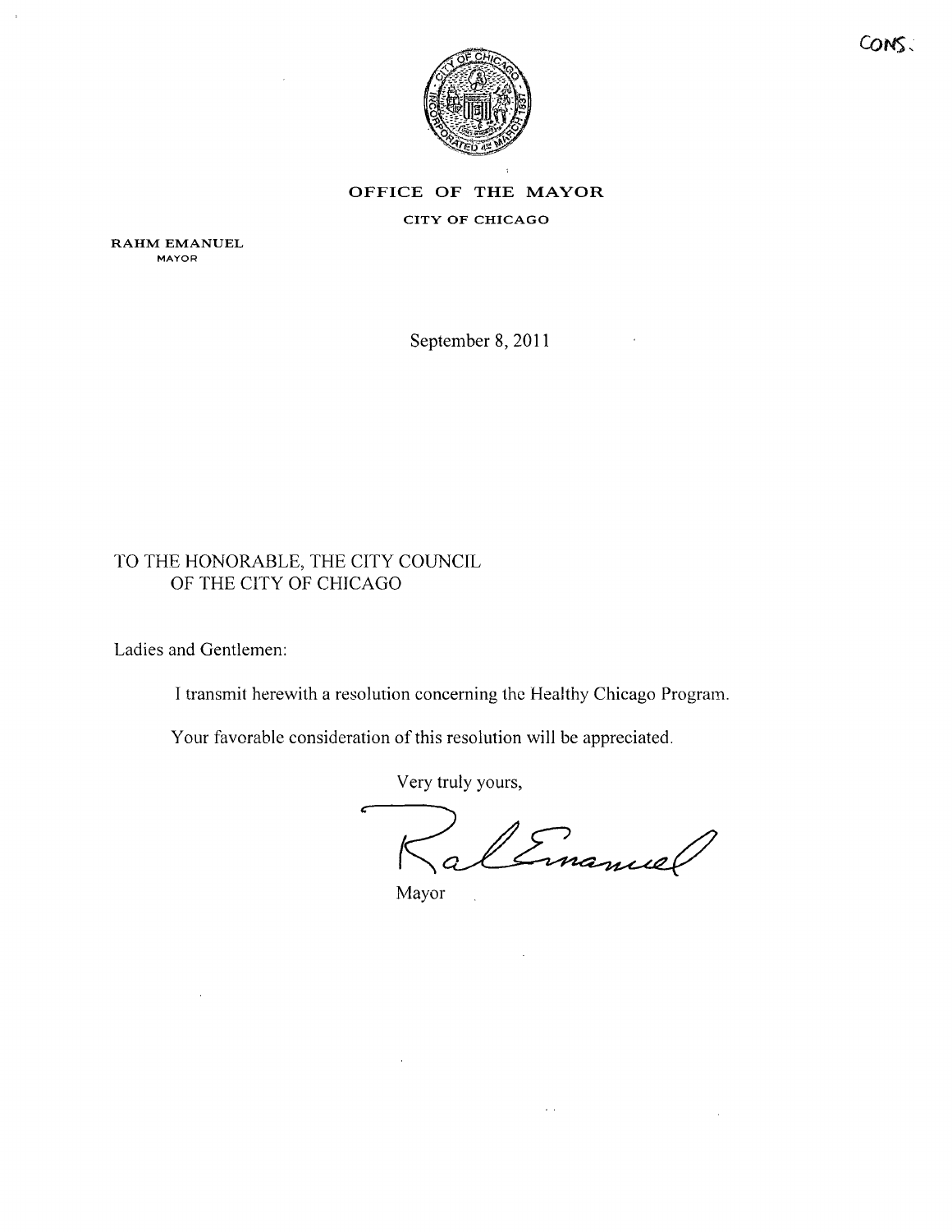CONS.

**OFFICE OF THE MAYOR**

**CITY OF CHICAGO**

**RAHM EMANUEL**
MAYOR

September 8, 2011

TO THE HONORABLE, THE CITY COUNCIL
OF THE CITY OF CHICAGO

Ladies and Gentlemen:

I transmit herewith a resolution concerning the Healthy Chicago Program.

Your favorable consideration of this resolution will be appreciated.

Very truly yours,

Mayor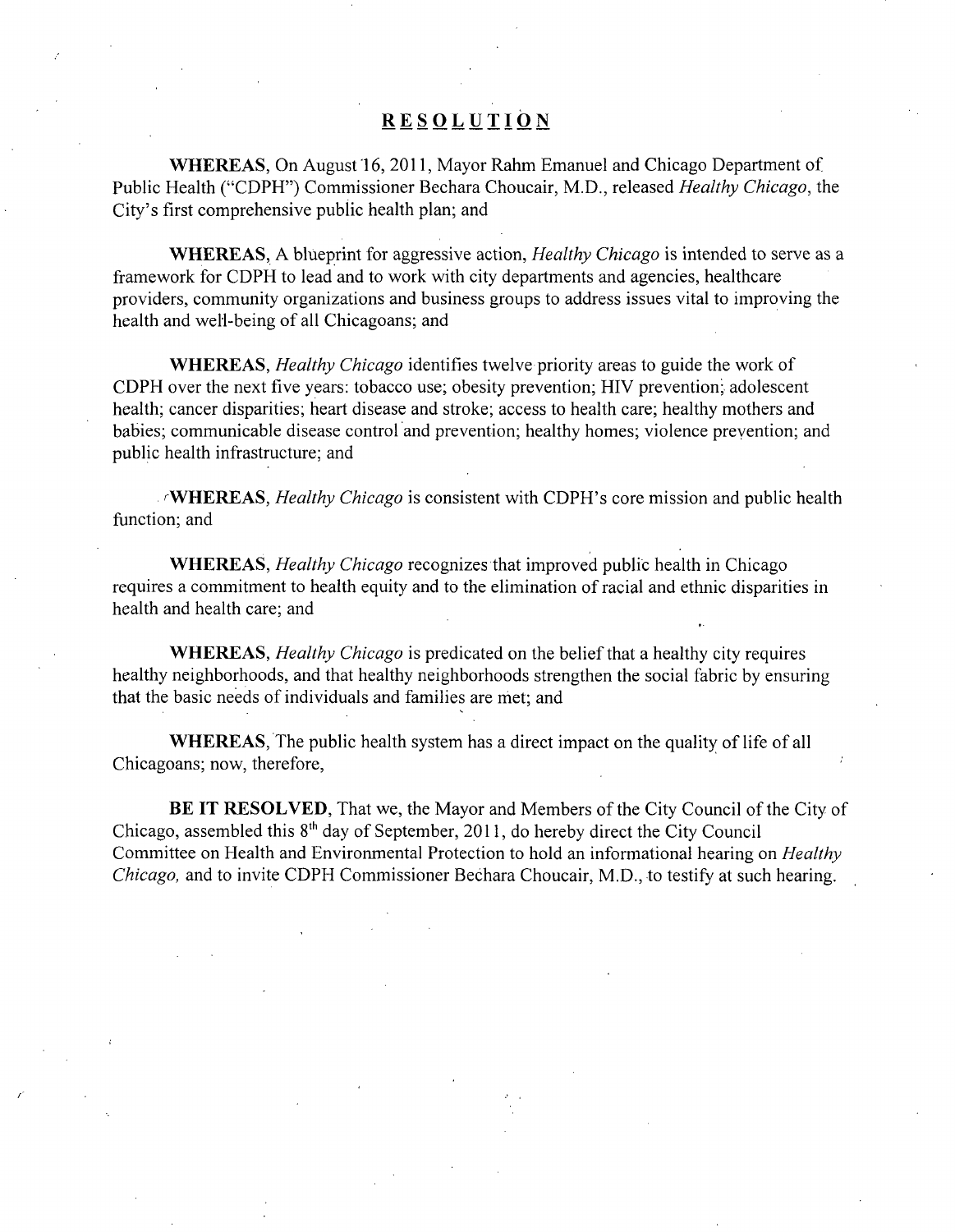# RESOLUTION

**WHEREAS**, On August 16, 2011, Mayor Rahm Emanuel and Chicago Department of Public Health ("CDPH") Commissioner Bechara Choucair, M.D., released *Healthy Chicago*, the City's first comprehensive public health plan; and

**WHEREAS**, A blueprint for aggressive action, *Healthy Chicago* is intended to serve as a framework for CDPH to lead and to work with city departments and agencies, healthcare providers, community organizations and business groups to address issues vital to improving the health and well-being of all Chicagoans; and

**WHEREAS**, *Healthy Chicago* identifies twelve priority areas to guide the work of CDPH over the next five years: tobacco use; obesity prevention; HIV prevention; adolescent health; cancer disparities; heart disease and stroke; access to health care; healthy mothers and babies; communicable disease control and prevention; healthy homes; violence prevention; and public health infrastructure; and

**WHEREAS**, *Healthy Chicago* is consistent with CDPH's core mission and public health function; and

**WHEREAS**, *Healthy Chicago* recognizes that improved public health in Chicago requires a commitment to health equity and to the elimination of racial and ethnic disparities in health and health care; and

**WHEREAS**, *Healthy Chicago* is predicated on the belief that a healthy city requires healthy neighborhoods, and that healthy neighborhoods strengthen the social fabric by ensuring that the basic needs of individuals and families are met; and

**WHEREAS**, The public health system has a direct impact on the quality of life of all Chicagoans; now, therefore,

**BE IT RESOLVED**, That we, the Mayor and Members of the City Council of the City of Chicago, assembled this 8th day of September, 2011, do hereby direct the City Council Committee on Health and Environmental Protection to hold an informational hearing on *Healthy Chicago*, and to invite CDPH Commissioner Bechara Choucair, M.D., to testify at such hearing.